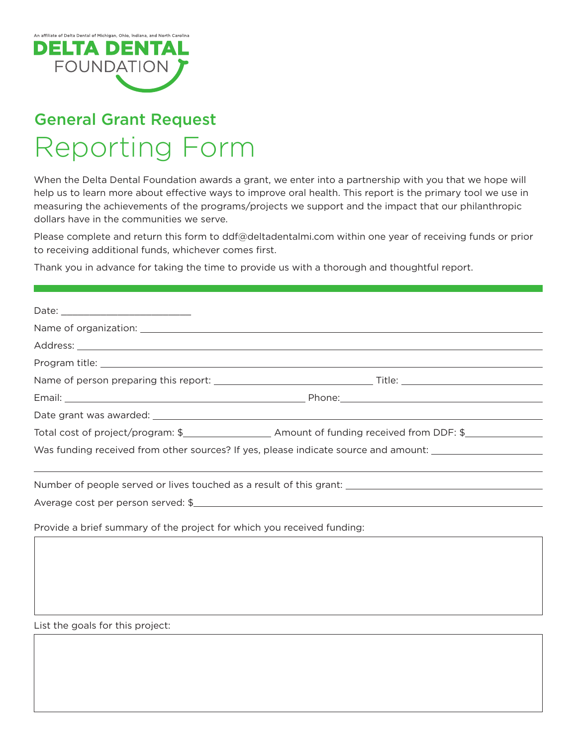An affiliate of Delta Dental of Michigan, Ohio, Indiana, and North Carolina

DELTA DENTAL FOUNDATION

## General Grant Request

# Reporting Form

When the Delta Dental Foundation awards a grant, we enter into a partnership with you that we hope will help us to learn more about effective ways to improve oral health. This report is the primary tool we use in measuring the achievements of the programs/projects we support and the impact that our philanthropic dollars have in the communities we serve.

Please complete and return this form to ddf@deltadentalmi.com within one year of receiving funds or prior to receiving additional funds, whichever comes first.

Thank you in advance for taking the time to provide us with a thorough and thoughtful report.

---

Date: ________________________

Name of organization: ________________________

Address: ________________________

Program title: ________________________

Name of person preparing this report: ________________________ Title: ________________________

Email: ________________________ Phone: ________________________

Date grant was awarded: ________________________

Total cost of project/program: $________________ Amount of funding received from DDF: $________________

Was funding received from other sources? If yes, please indicate source and amount: ________________________

________________________

Number of people served or lives touched as a result of this grant: ________________________

Average cost per person served: $________________________

Provide a brief summary of the project for which you received funding:

List the goals for this project: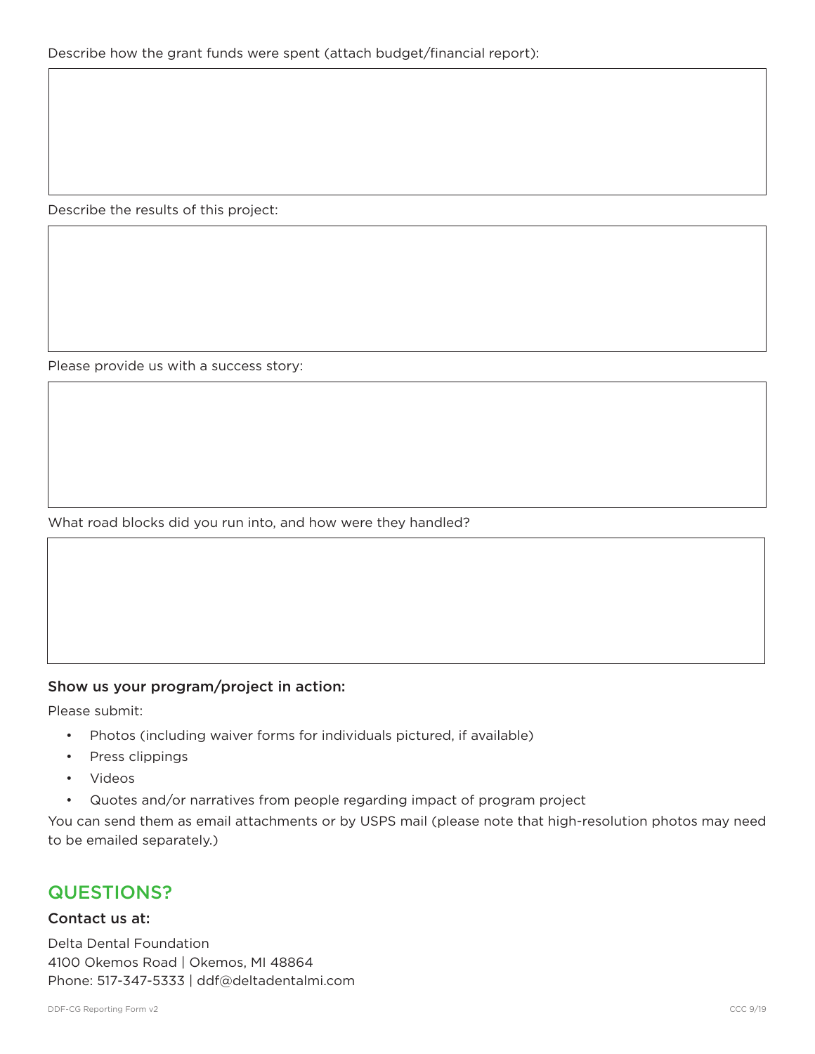Describe how the grant funds were spent (attach budget/financial report):

Describe the results of this project:

Please provide us with a success story:

What road blocks did you run into, and how were they handled?

**Show us your program/project in action:**

Please submit:

- Photos (including waiver forms for individuals pictured, if available)
- Press clippings
- Videos
- Quotes and/or narratives from people regarding impact of program project

You can send them as email attachments or by USPS mail (please note that high-resolution photos may need to be emailed separately.)

## QUESTIONS?

**Contact us at:**

Delta Dental Foundation
4100 Okemos Road | Okemos, MI 48864
Phone: 517-347-5333 | ddf@deltadentalmi.com

DDF-CG Reporting Form v2 CCC 9/19